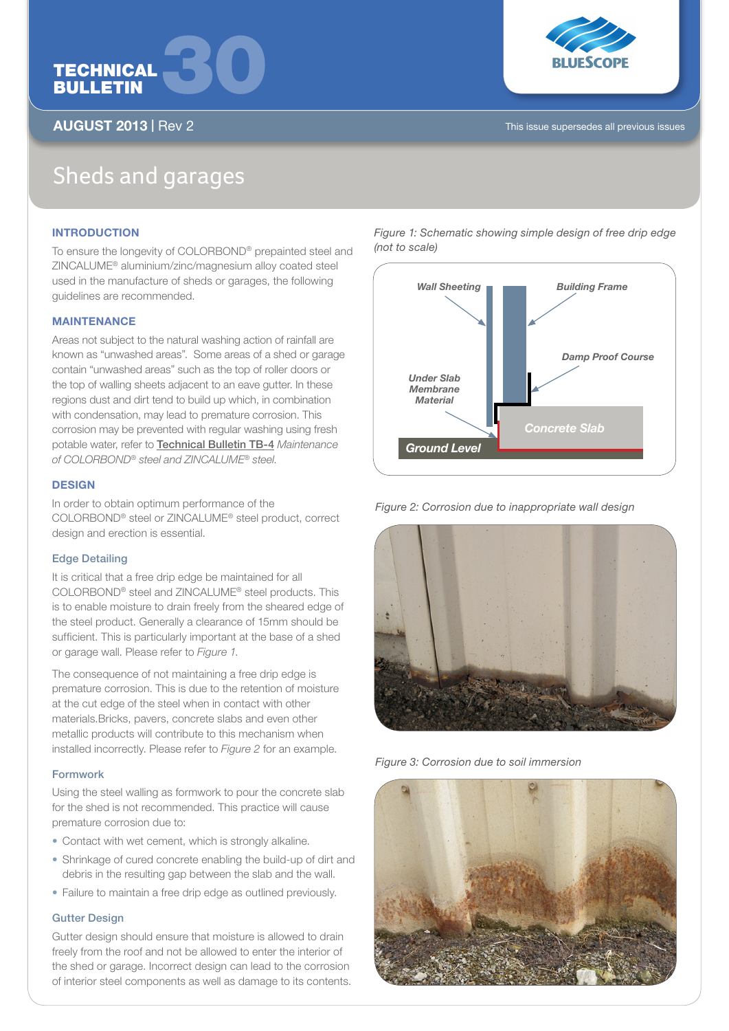# TECHNICAL BULLETIN 30

**AUGUST 2013** | Rev 2

This issue supersedes all previous issues

## Sheds and garages

### INTRODUCTION

To ensure the longevity of COLORBOND® prepainted steel and ZINCALUME® aluminium/zinc/magnesium alloy coated steel used in the manufacture of sheds or garages, the following guidelines are recommended.

### MAINTENANCE

Areas not subject to the natural washing action of rainfall are known as "unwashed areas". Some areas of a shed or garage contain "unwashed areas" such as the top of roller doors or the top of walling sheets adjacent to an eave gutter. In these regions dust and dirt tend to build up which, in combination with condensation, may lead to premature corrosion. This corrosion may be prevented with regular washing using fresh potable water, refer to Technical Bulletin TB-4 *Maintenance of COLORBOND® steel and ZINCALUME® steel.*

### DESIGN

In order to obtain optimum performance of the COLORBOND® steel or ZINCALUME® steel product, correct design and erection is essential.

#### Edge Detailing

It is critical that a free drip edge be maintained for all COLORBOND® steel and ZINCALUME® steel products. This is to enable moisture to drain freely from the sheared edge of the steel product. Generally a clearance of 15mm should be sufficient. This is particularly important at the base of a shed or garage wall. Please refer to *Figure 1*.

The consequence of not maintaining a free drip edge is premature corrosion. This is due to the retention of moisture at the cut edge of the steel when in contact with other materials.Bricks, pavers, concrete slabs and even other metallic products will contribute to this mechanism when installed incorrectly. Please refer to *Figure 2* for an example.

#### Formwork

Using the steel walling as formwork to pour the concrete slab for the shed is not recommended. This practice will cause premature corrosion due to:

- Contact with wet cement, which is strongly alkaline.
- Shrinkage of cured concrete enabling the build-up of dirt and debris in the resulting gap between the slab and the wall.
- Failure to maintain a free drip edge as outlined previously.

#### Gutter Design

Gutter design should ensure that moisture is allowed to drain freely from the roof and not be allowed to enter the interior of the shed or garage. Incorrect design can lead to the corrosion of interior steel components as well as damage to its contents.

*Figure 1: Schematic showing simple design of free drip edge (not to scale)*

*Figure 2: Corrosion due to inappropriate wall design*

*Figure 3: Corrosion due to soil immersion*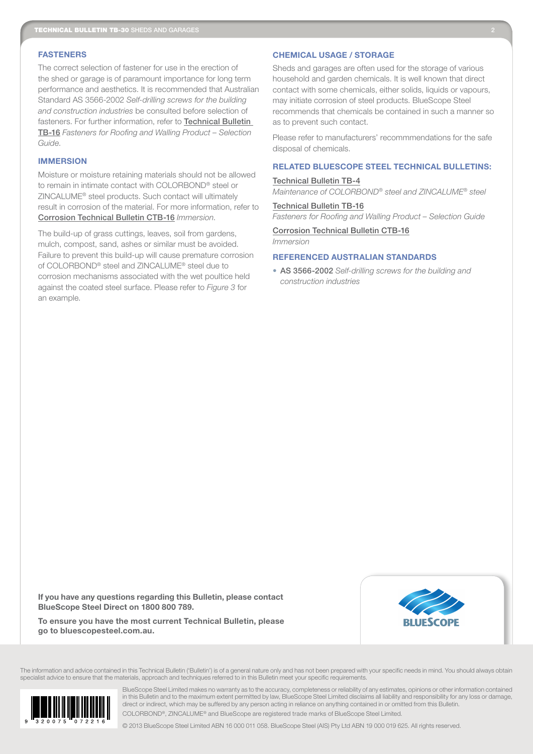## FASTENERS

The correct selection of fastener for use in the erection of the shed or garage is of paramount importance for long term performance and aesthetics. It is recommended that Australian Standard AS 3566-2002 *Self-drilling screws for the building and construction industries* be consulted before selection of fasteners. For further information, refer to Technical Bulletin TB-16 *Fasteners for Roofing and Walling Product – Selection Guide.*

## IMMERSION

Moisture or moisture retaining materials should not be allowed to remain in intimate contact with COLORBOND® steel or ZINCALUME® steel products. Such contact will ultimately result in corrosion of the material. For more information, refer to Corrosion Technical Bulletin CTB-16 *Immersion*.

The build-up of grass cuttings, leaves, soil from gardens, mulch, compost, sand, ashes or similar must be avoided. Failure to prevent this build-up will cause premature corrosion of COLORBOND® steel and ZINCALUME® steel due to corrosion mechanisms associated with the wet poultice held against the coated steel surface. Please refer to *Figure 3* for an example.

## CHEMICAL USAGE / STORAGE

Sheds and garages are often used for the storage of various household and garden chemicals. It is well known that direct contact with some chemicals, either solids, liquids or vapours, may initiate corrosion of steel products. BlueScope Steel recommends that chemicals be contained in such a manner so as to prevent such contact.

Please refer to manufacturers' recommmendations for the safe disposal of chemicals.

## RELATED BLUESCOPE STEEL TECHNICAL BULLETINS:

Technical Bulletin TB-4
*Maintenance of COLORBOND® steel and ZINCALUME® steel*

Technical Bulletin TB-16
*Fasteners for Roofing and Walling Product – Selection Guide*

Corrosion Technical Bulletin CTB-16
*Immersion*

## REFERENCED AUSTRALIAN STANDARDS

- **AS 3566-2002** *Self-drilling screws for the building and construction industries*

**If you have any questions regarding this Bulletin, please contact BlueScope Steel Direct on 1800 800 789.**

**To ensure you have the most current Technical Bulletin, please go to bluescopesteel.com.au.**

The information and advice contained in this Technical Bulletin ('Bulletin') is of a general nature only and has not been prepared with your specific needs in mind. You should always obtain specialist advice to ensure that the materials, approach and techniques referred to in this Bulletin meet your specific requirements.

BlueScope Steel Limited makes no warranty as to the accuracy, completeness or reliability of any estimates, opinions or other information contained in this Bulletin and to the maximum extent permitted by law, BlueScope Steel Limited disclaims all liability and responsibility for any loss or damage, direct or indirect, which may be suffered by any person acting in reliance on anything contained in or omitted from this Bulletin.

COLORBOND®, ZINCALUME® and BlueScope are registered trade marks of BlueScope Steel Limited.

© 2013 BlueScope Steel Limited ABN 16 000 011 058. BlueScope Steel (AIS) Pty Ltd ABN 19 000 019 625. All rights reserved.